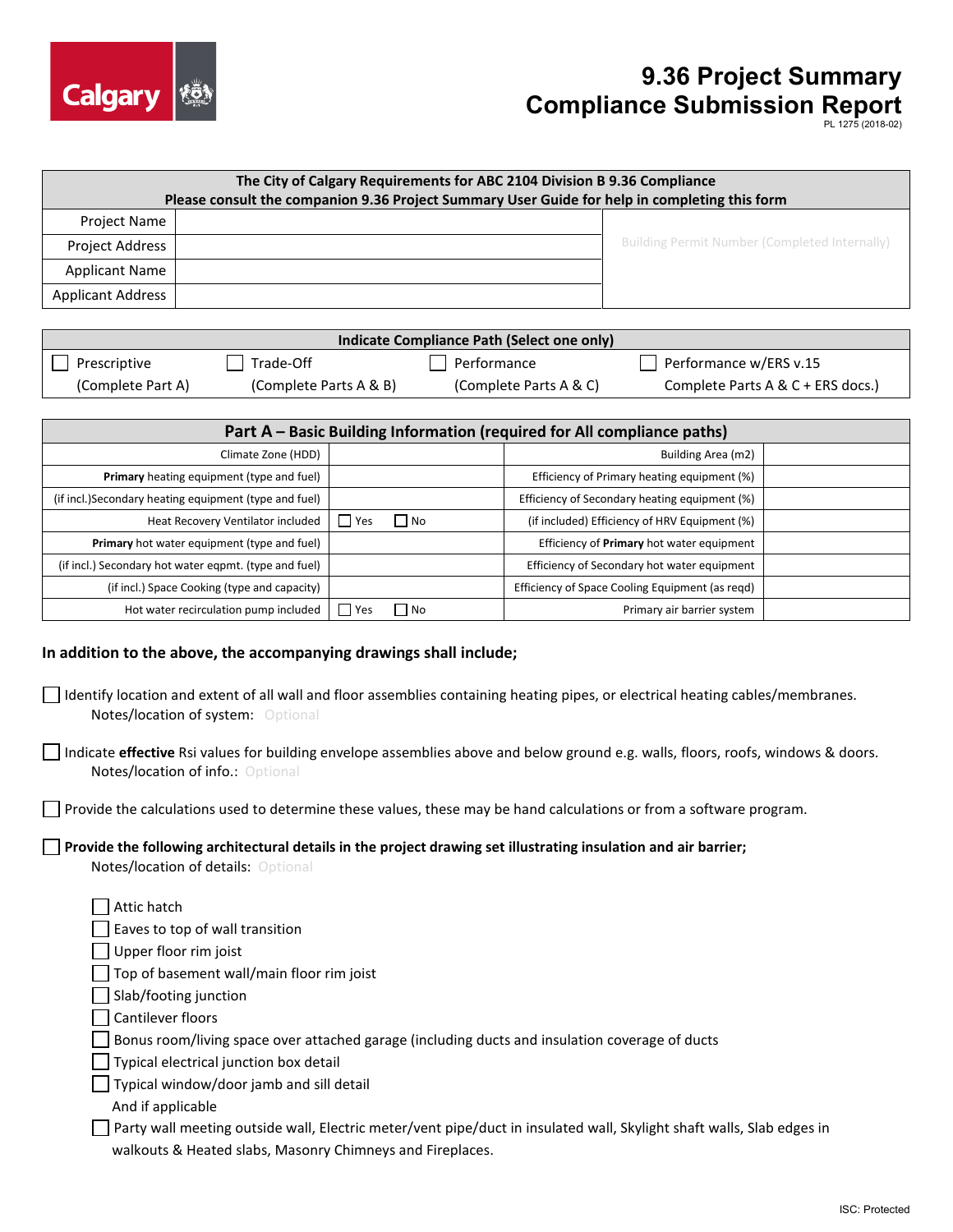# 9.36 Project Summary Compliance Submission Report

PL 1275 (2018-02)

| The City of Calgary Requirements for ABC 2104 Division B 9.36 Compliance<br>Please consult the companion 9.36 Project Summary User Guide for help in completing this form | | |
|---|---|---|
| Project Name | | Building Permit Number (Completed Internally) |
| Project Address | | |
| Applicant Name | | |
| Applicant Address | | |

| Indicate Compliance Path (Select one only) | | | |
|---|---|---|---|
| ☐ Prescriptive (Complete Part A) | ☐ Trade-Off (Complete Parts A & B) | ☐ Performance (Complete Parts A & C) | ☐ Performance w/ERS v.15 Complete Parts A & C + ERS docs.) |

| Part A – Basic Building Information (required for All compliance paths) | | | |
|---|---|---|---|
| Climate Zone (HDD) | | Building Area (m2) | |
| **Primary** heating equipment (type and fuel) | | Efficiency of Primary heating equipment (%) | |
| (if incl.)Secondary heating equipment (type and fuel) | | Efficiency of Secondary heating equipment (%) | |
| Heat Recovery Ventilator included | ☐ Yes ☐ No | (if included) Efficiency of HRV Equipment (%) | |
| **Primary** hot water equipment (type and fuel) | | Efficiency of **Primary** hot water equipment | |
| (if incl.) Secondary hot water eqpmt. (type and fuel) | | Efficiency of Secondary hot water equipment | |
| (if incl.) Space Cooking (type and capacity) | | Efficiency of Space Cooling Equipment (as reqd) | |
| Hot water recirculation pump included | ☐ Yes ☐ No | Primary air barrier system | |

**In addition to the above, the accompanying drawings shall include;**

☐ Identify location and extent of all wall and floor assemblies containing heating pipes, or electrical heating cables/membranes.
Notes/location of system: Optional

☐ Indicate **effective** Rsi values for building envelope assemblies above and below ground e.g. walls, floors, roofs, windows & doors.
Notes/location of info.: Optional

☐ Provide the calculations used to determine these values, these may be hand calculations or from a software program.

☐ **Provide the following architectural details in the project drawing set illustrating insulation and air barrier;**
Notes/location of details: Optional

- ☐ Attic hatch
- ☐ Eaves to top of wall transition
- ☐ Upper floor rim joist
- ☐ Top of basement wall/main floor rim joist
- ☐ Slab/footing junction
- ☐ Cantilever floors
- ☐ Bonus room/living space over attached garage (including ducts and insulation coverage of ducts
- ☐ Typical electrical junction box detail
- ☐ Typical window/door jamb and sill detail

And if applicable

- ☐ Party wall meeting outside wall, Electric meter/vent pipe/duct in insulated wall, Skylight shaft walls, Slab edges in walkouts & Heated slabs, Masonry Chimneys and Fireplaces.

ISC: Protected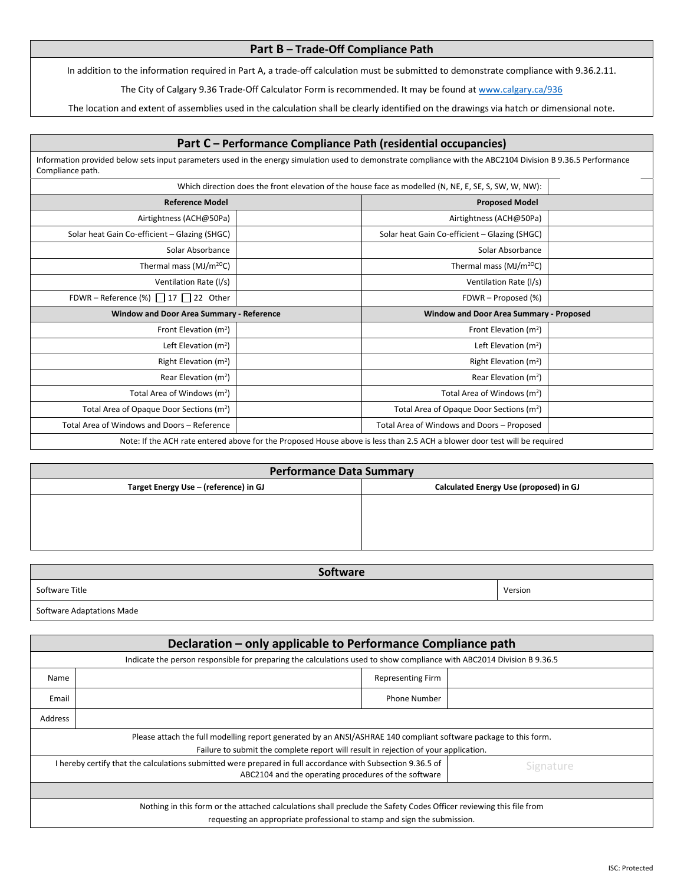## Part B – Trade-Off Compliance Path

In addition to the information required in Part A, a trade-off calculation must be submitted to demonstrate compliance with 9.36.2.11.

The City of Calgary 9.36 Trade-Off Calculator Form is recommended. It may be found at www.calgary.ca/936

The location and extent of assemblies used in the calculation shall be clearly identified on the drawings via hatch or dimensional note.

## Part C – Performance Compliance Path (residential occupancies)

Information provided below sets input parameters used in the energy simulation used to demonstrate compliance with the ABC2104 Division B 9.36.5 Performance Compliance path.

| | | | |
|---|---|---|---|
| Which direction does the front elevation of the house face as modelled (N, NE, E, SE, S, SW, W, NW): | | | |
| **Reference Model** | | **Proposed Model** | |
| Airtightness (ACH@50Pa) | | Airtightness (ACH@50Pa) | |
| Solar heat Gain Co-efficient – Glazing (SHGC) | | Solar heat Gain Co-efficient – Glazing (SHGC) | |
| Solar Absorbance | | Solar Absorbance | |
| Thermal mass (MJ/m$^{2o}$C) | | Thermal mass (MJ/m$^{2o}$C) | |
| Ventilation Rate (l/s) | | Ventilation Rate (l/s) | |
| FDWR – Reference (%) ☐ 17 ☐ 22 Other | | FDWR – Proposed (%) | |
| **Window and Door Area Summary - Reference** | | **Window and Door Area Summary - Proposed** | |
| Front Elevation (m²) | | Front Elevation (m²) | |
| Left Elevation (m²) | | Left Elevation (m²) | |
| Right Elevation (m²) | | Right Elevation (m²) | |
| Rear Elevation (m²) | | Rear Elevation (m²) | |
| Total Area of Windows (m²) | | Total Area of Windows (m²) | |
| Total Area of Opaque Door Sections (m²) | | Total Area of Opaque Door Sections (m²) | |
| Total Area of Windows and Doors – Reference | | Total Area of Windows and Doors – Proposed | |

Note: If the ACH rate entered above for the Proposed House above is less than 2.5 ACH a blower door test will be required

## Performance Data Summary

| Target Energy Use – (reference) in GJ | Calculated Energy Use (proposed) in GJ |
|---|---|
| | |

## Software

| | |
|---|---|
| Software Title | Version |
| Software Adaptations Made | |

## Declaration – only applicable to Performance Compliance path

Indicate the person responsible for preparing the calculations used to show compliance with ABC2014 Division B 9.36.5

| | | | |
|---|---|---|---|
| Name | | Representing Firm | |
| Email | | Phone Number | |
| Address | | | |

Please attach the full modelling report generated by an ANSI/ASHRAE 140 compliant software package to this form. Failure to submit the complete report will result in rejection of your application.

I hereby certify that the calculations submitted were prepared in full accordance with Subsection 9.36.5 of ABC2104 and the operating procedures of the software

Signature

Nothing in this form or the attached calculations shall preclude the Safety Codes Officer reviewing this file from requesting an appropriate professional to stamp and sign the submission.

ISC: Protected